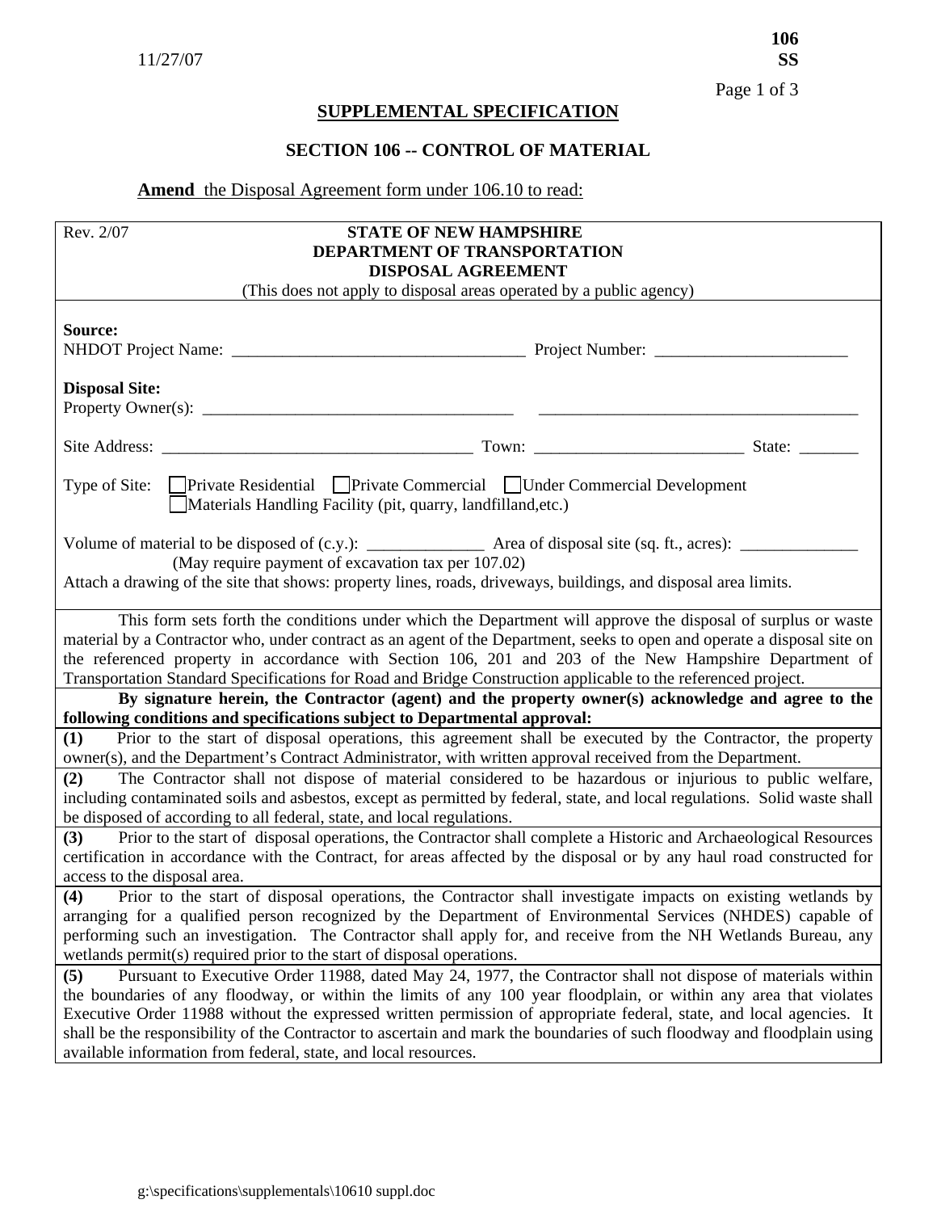11/27/07

**106**
**SS**

## SUPPLEMENTAL SPECIFICATION

## SECTION 106 -- CONTROL OF MATERIAL

**Amend** the Disposal Agreement form under 106.10 to read:

Rev. 2/07

**STATE OF NEW HAMPSHIRE**
**DEPARTMENT OF TRANSPORTATION**
**DISPOSAL AGREEMENT**

(This does not apply to disposal areas operated by a public agency)

**Source:**
NHDOT Project Name: ___________________________________ Project Number: _______________________

**Disposal Site:**
Property Owner(s): ____________________________________ ______________________________________

Site Address: _____________________________________ Town: ________________________ State: _______

Type of Site: ☐ Private Residential ☐ Private Commercial ☐ Under Commercial Development
☐ Materials Handling Facility (pit, quarry, landfilland,etc.)

Volume of material to be disposed of (c.y.): ______________ Area of disposal site (sq. ft., acres): ______________
(May require payment of excavation tax per 107.02)
Attach a drawing of the site that shows: property lines, roads, driveways, buildings, and disposal area limits.

This form sets forth the conditions under which the Department will approve the disposal of surplus or waste material by a Contractor who, under contract as an agent of the Department, seeks to open and operate a disposal site on the referenced property in accordance with Section 106, 201 and 203 of the New Hampshire Department of Transportation Standard Specifications for Road and Bridge Construction applicable to the referenced project.

**By signature herein, the Contractor (agent) and the property owner(s) acknowledge and agree to the following conditions and specifications subject to Departmental approval:**

**(1)** Prior to the start of disposal operations, this agreement shall be executed by the Contractor, the property owner(s), and the Department's Contract Administrator, with written approval received from the Department.

**(2)** The Contractor shall not dispose of material considered to be hazardous or injurious to public welfare, including contaminated soils and asbestos, except as permitted by federal, state, and local regulations. Solid waste shall be disposed of according to all federal, state, and local regulations.

**(3)** Prior to the start of disposal operations, the Contractor shall complete a Historic and Archaeological Resources certification in accordance with the Contract, for areas affected by the disposal or by any haul road constructed for access to the disposal area.

**(4)** Prior to the start of disposal operations, the Contractor shall investigate impacts on existing wetlands by arranging for a qualified person recognized by the Department of Environmental Services (NHDES) capable of performing such an investigation. The Contractor shall apply for, and receive from the NH Wetlands Bureau, any wetlands permit(s) required prior to the start of disposal operations.

**(5)** Pursuant to Executive Order 11988, dated May 24, 1977, the Contractor shall not dispose of materials within the boundaries of any floodway, or within the limits of any 100 year floodplain, or within any area that violates Executive Order 11988 without the expressed written permission of appropriate federal, state, and local agencies. It shall be the responsibility of the Contractor to ascertain and mark the boundaries of such floodway and floodplain using available information from federal, state, and local resources.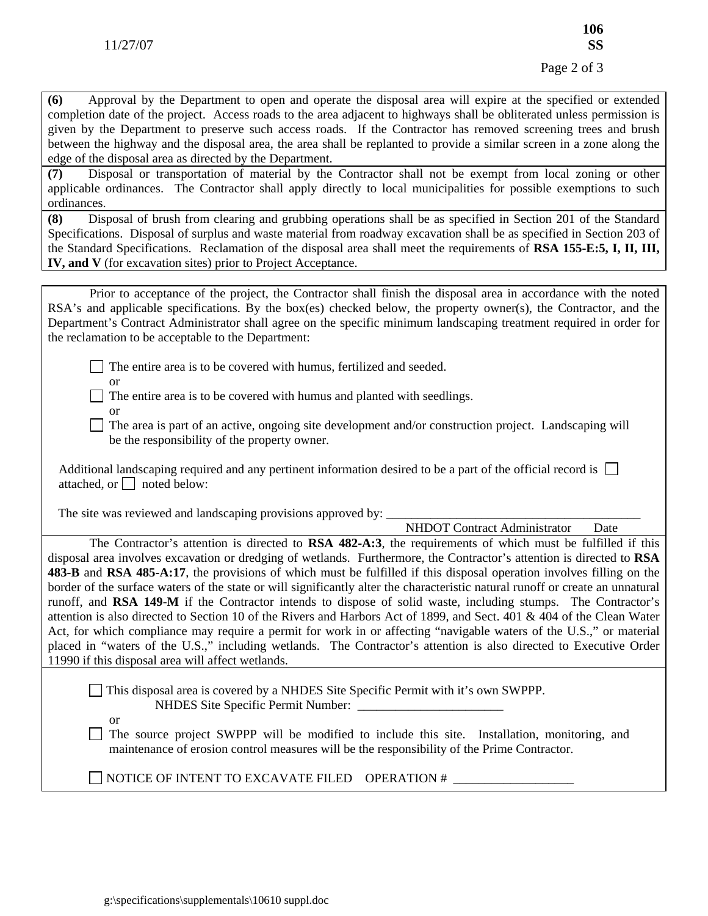**(6)** Approval by the Department to open and operate the disposal area will expire at the specified or extended completion date of the project. Access roads to the area adjacent to highways shall be obliterated unless permission is given by the Department to preserve such access roads. If the Contractor has removed screening trees and brush between the highway and the disposal area, the area shall be replanted to provide a similar screen in a zone along the edge of the disposal area as directed by the Department.

**(7)** Disposal or transportation of material by the Contractor shall not be exempt from local zoning or other applicable ordinances. The Contractor shall apply directly to local municipalities for possible exemptions to such ordinances.

**(8)** Disposal of brush from clearing and grubbing operations shall be as specified in Section 201 of the Standard Specifications. Disposal of surplus and waste material from roadway excavation shall be as specified in Section 203 of the Standard Specifications. Reclamation of the disposal area shall meet the requirements of **RSA 155-E:5, I, II, III, IV, and V** (for excavation sites) prior to Project Acceptance.

Prior to acceptance of the project, the Contractor shall finish the disposal area in accordance with the noted RSA's and applicable specifications. By the box(es) checked below, the property owner(s), the Contractor, and the Department's Contract Administrator shall agree on the specific minimum landscaping treatment required in order for the reclamation to be acceptable to the Department:

☐ The entire area is to be covered with humus, fertilized and seeded.

or

☐ The entire area is to be covered with humus and planted with seedlings.

or

☐ The area is part of an active, ongoing site development and/or construction project. Landscaping will be the responsibility of the property owner.

Additional landscaping required and any pertinent information desired to be a part of the official record is ☐ attached, or ☐ noted below:

The site was reviewed and landscaping provisions approved by: ________________________________________

NHDOT Contract Administrator Date

The Contractor's attention is directed to **RSA 482-A:3**, the requirements of which must be fulfilled if this disposal area involves excavation or dredging of wetlands. Furthermore, the Contractor's attention is directed to **RSA 483-B** and **RSA 485-A:17**, the provisions of which must be fulfilled if this disposal operation involves filling on the border of the surface waters of the state or will significantly alter the characteristic natural runoff or create an unnatural runoff, and **RSA 149-M** if the Contractor intends to dispose of solid waste, including stumps. The Contractor's attention is also directed to Section 10 of the Rivers and Harbors Act of 1899, and Sect. 401 & 404 of the Clean Water Act, for which compliance may require a permit for work in or affecting "navigable waters of the U.S.," or material placed in "waters of the U.S.," including wetlands. The Contractor's attention is also directed to Executive Order 11990 if this disposal area will affect wetlands.

☐ This disposal area is covered by a NHDES Site Specific Permit with it's own SWPPP.

NHDES Site Specific Permit Number: _______________________

or

☐ The source project SWPPP will be modified to include this site. Installation, monitoring, and maintenance of erosion control measures will be the responsibility of the Prime Contractor.

☐ NOTICE OF INTENT TO EXCAVATE FILED OPERATION # ___________________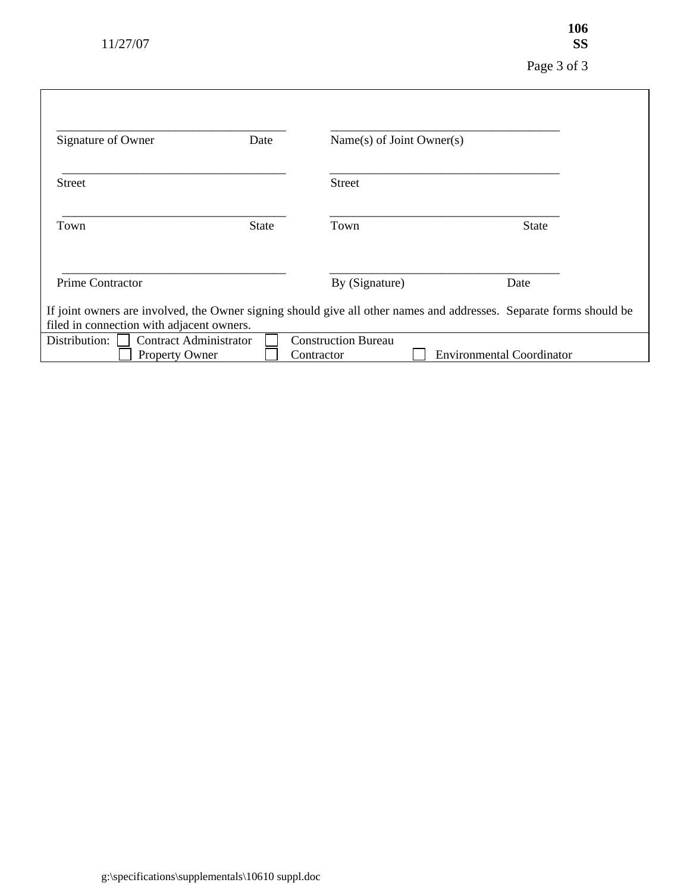| | |
|---|---|
| \_\_\_\_\_\_\_\_\_\_\_\_\_\_\_\_\_\_\_\_\_\_\_\_\_\_\_\_\_\_\_\_\_\_\_\_ | \_\_\_\_\_\_\_\_\_\_\_\_\_\_\_\_\_\_\_\_\_\_\_\_\_\_\_\_\_\_\_\_\_\_\_\_ |
| Signature of Owner                    Date | Name(s) of Joint Owner(s) |
| \_\_\_\_\_\_\_\_\_\_\_\_\_\_\_\_\_\_\_\_\_\_\_\_\_\_\_\_\_\_\_\_\_\_\_\_ | \_\_\_\_\_\_\_\_\_\_\_\_\_\_\_\_\_\_\_\_\_\_\_\_\_\_\_\_\_\_\_\_\_\_\_\_ |
| Street | Street |
| \_\_\_\_\_\_\_\_\_\_\_\_\_\_\_\_\_\_\_\_\_\_\_\_\_\_\_\_\_\_\_\_\_\_\_\_ | \_\_\_\_\_\_\_\_\_\_\_\_\_\_\_\_\_\_\_\_\_\_\_\_\_\_\_\_\_\_\_\_\_\_\_\_ |
| Town                    State | Town                    State |
| \_\_\_\_\_\_\_\_\_\_\_\_\_\_\_\_\_\_\_\_\_\_\_\_\_\_\_\_\_\_\_\_\_\_\_\_ | \_\_\_\_\_\_\_\_\_\_\_\_\_\_\_\_\_\_\_\_\_\_\_\_\_\_\_\_\_\_\_\_\_\_\_\_ |
| Prime Contractor | By (Signature)                    Date |

If joint owners are involved, the Owner signing should give all other names and addresses. Separate forms should be filed in connection with adjacent owners.

Distribution: ☐ Contract Administrator ☐ Construction Bureau
☐ Property Owner ☐ Contractor ☐ Environmental Coordinator